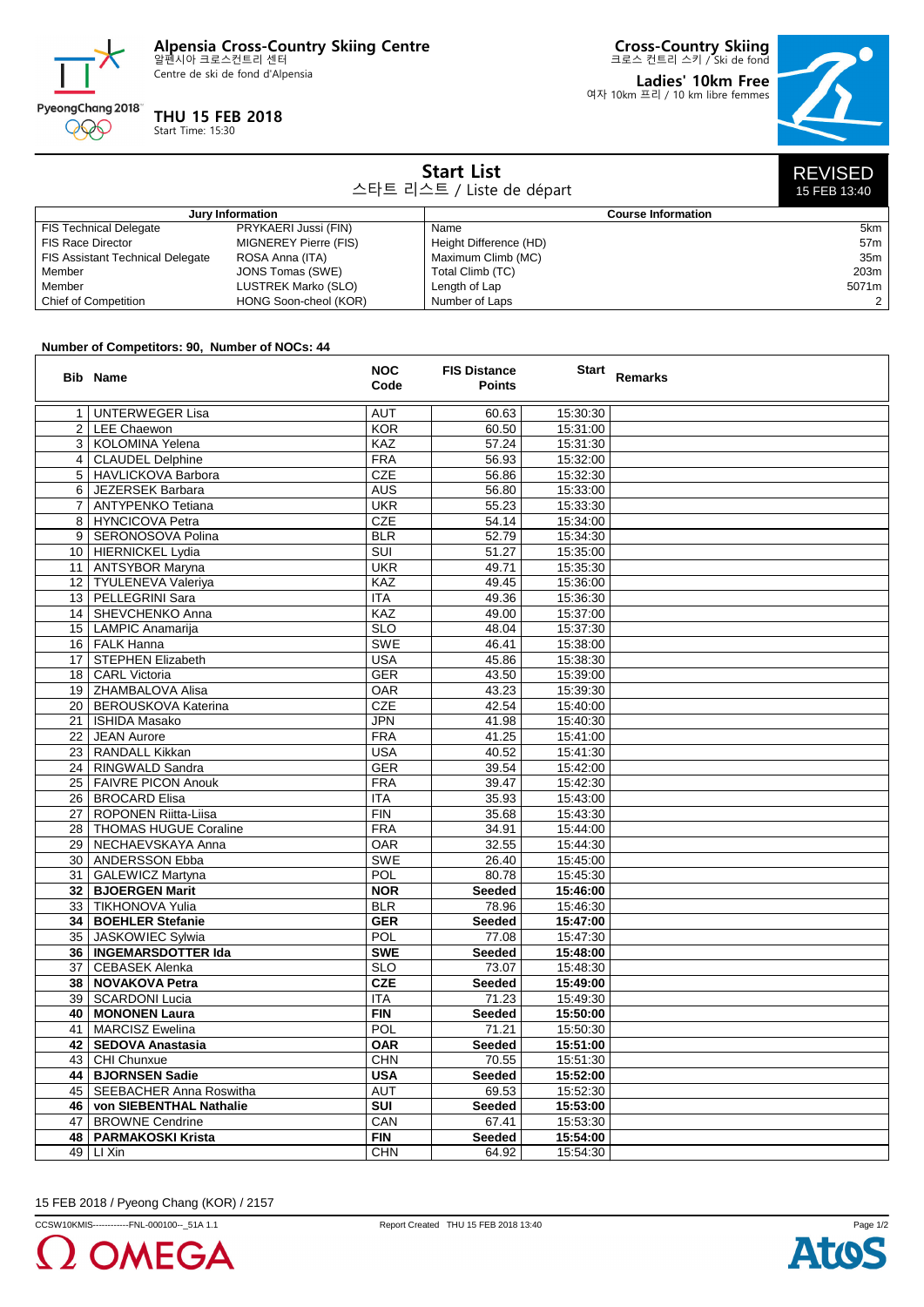# Alpensia Cross-Country Skiing Centre

알펜시아 크로스컨트리 센터
Centre de ski de fond d'Alpensia

**THU 15 FEB 2018**
Start Time: 15:30

**Cross-Country Skiing**
크로스 컨트리 스키 / Ski de fond

**Ladies' 10km Free**
여자 10km 프리 / 10 km libre femmes

## Start List

스타트 리스트 / Liste de départ

REVISED
15 FEB 13:40

| Jury Information | |
|---|---|
| FIS Technical Delegate | PRYKAERI Jussi (FIN) |
| FIS Race Director | MIGNEREY Pierre (FIS) |
| FIS Assistant Technical Delegate | ROSA Anna (ITA) |
| Member | JONS Tomas (SWE) |
| Member | LUSTREK Marko (SLO) |
| Chief of Competition | HONG Soon-cheol (KOR) |

| Course Information | |
|---|---|
| Name | 5km |
| Height Difference (HD) | 57m |
| Maximum Climb (MC) | 35m |
| Total Climb (TC) | 203m |
| Length of Lap | 5071m |
| Number of Laps | 2 |

**Number of Competitors: 90, Number of NOCs: 44**

| Bib | Name | NOC Code | FIS Distance Points | Start | Remarks |
|---|---|---|---|---|---|
| 1 | UNTERWEGER Lisa | AUT | 60.63 | 15:30:30 | |
| 2 | LEE Chaewon | KOR | 60.50 | 15:31:00 | |
| 3 | KOLOMINA Yelena | KAZ | 57.24 | 15:31:30 | |
| 4 | CLAUDEL Delphine | FRA | 56.93 | 15:32:00 | |
| 5 | HAVLICKOVA Barbora | CZE | 56.86 | 15:32:30 | |
| 6 | JEZERSEK Barbara | AUS | 56.80 | 15:33:00 | |
| 7 | ANTYPENKO Tetiana | UKR | 55.23 | 15:33:30 | |
| 8 | HYNCICOVA Petra | CZE | 54.14 | 15:34:00 | |
| 9 | SERONOSOVA Polina | BLR | 52.79 | 15:34:30 | |
| 10 | HIERNICKEL Lydia | SUI | 51.27 | 15:35:00 | |
| 11 | ANTSYBOR Maryna | UKR | 49.71 | 15:35:30 | |
| 12 | TYULENEVA Valeriya | KAZ | 49.45 | 15:36:00 | |
| 13 | PELLEGRINI Sara | ITA | 49.36 | 15:36:30 | |
| 14 | SHEVCHENKO Anna | KAZ | 49.00 | 15:37:00 | |
| 15 | LAMPIC Anamarija | SLO | 48.04 | 15:37:30 | |
| 16 | FALK Hanna | SWE | 46.41 | 15:38:00 | |
| 17 | STEPHEN Elizabeth | USA | 45.86 | 15:38:30 | |
| 18 | CARL Victoria | GER | 43.50 | 15:39:00 | |
| 19 | ZHAMBALOVA Alisa | OAR | 43.23 | 15:39:30 | |
| 20 | BEROUSKOVA Katerina | CZE | 42.54 | 15:40:00 | |
| 21 | ISHIDA Masako | JPN | 41.98 | 15:40:30 | |
| 22 | JEAN Aurore | FRA | 41.25 | 15:41:00 | |
| 23 | RANDALL Kikkan | USA | 40.52 | 15:41:30 | |
| 24 | RINGWALD Sandra | GER | 39.54 | 15:42:00 | |
| 25 | FAIVRE PICON Anouk | FRA | 39.47 | 15:42:30 | |
| 26 | BROCARD Elisa | ITA | 35.93 | 15:43:00 | |
| 27 | ROPONEN Riitta-Liisa | FIN | 35.68 | 15:43:30 | |
| 28 | THOMAS HUGUE Coraline | FRA | 34.91 | 15:44:00 | |
| 29 | NECHAEVSKAYA Anna | OAR | 32.55 | 15:44:30 | |
| 30 | ANDERSSON Ebba | SWE | 26.40 | 15:45:00 | |
| 31 | GALEWICZ Martyna | POL | 80.78 | 15:45:30 | |
| **32** | **BJOERGEN Marit** | **NOR** | **Seeded** | **15:46:00** | |
| 33 | TIKHONOVA Yulia | BLR | 78.96 | 15:46:30 | |
| **34** | **BOEHLER Stefanie** | **GER** | **Seeded** | **15:47:00** | |
| 35 | JASKOWIEC Sylwia | POL | 77.08 | 15:47:30 | |
| **36** | **INGEMARSDOTTER Ida** | **SWE** | **Seeded** | **15:48:00** | |
| 37 | CEBASEK Alenka | SLO | 73.07 | 15:48:30 | |
| **38** | **NOVAKOVA Petra** | **CZE** | **Seeded** | **15:49:00** | |
| 39 | SCARDONI Lucia | ITA | 71.23 | 15:49:30 | |
| **40** | **MONONEN Laura** | **FIN** | **Seeded** | **15:50:00** | |
| 41 | MARCISZ Ewelina | POL | 71.21 | 15:50:30 | |
| **42** | **SEDOVA Anastasia** | **OAR** | **Seeded** | **15:51:00** | |
| 43 | CHI Chunxue | CHN | 70.55 | 15:51:30 | |
| **44** | **BJORNSEN Sadie** | **USA** | **Seeded** | **15:52:00** | |
| 45 | SEEBACHER Anna Roswitha | AUT | 69.53 | 15:52:30 | |
| **46** | **von SIEBENTHAL Nathalie** | **SUI** | **Seeded** | **15:53:00** | |
| 47 | BROWNE Cendrine | CAN | 67.41 | 15:53:30 | |
| **48** | **PARMAKOSKI Krista** | **FIN** | **Seeded** | **15:54:00** | |
| 49 | LI Xin | CHN | 64.92 | 15:54:30 | |

15 FEB 2018 / Pyeong Chang (KOR) / 2157

CCSW10KMIS-----------FNL-000100--_51A 1.1 Report Created THU 15 FEB 2018 13:40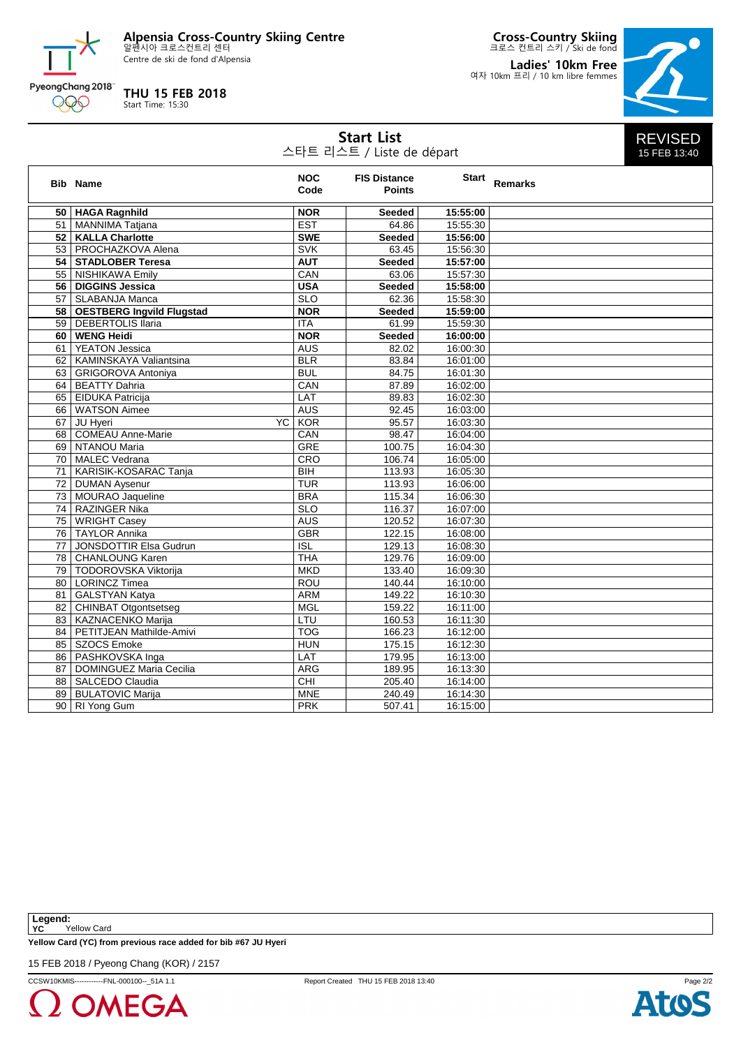**Alpensia Cross-Country Skiing Centre**
알펜시아 크로스컨트리 센터
Centre de ski de fond d'Alpensia

**Cross-Country Skiing**
크로스 컨트리 스키 / Ski de fond

**Ladies' 10km Free**
여자 10km 프리 / 10 km libre femmes

**THU 15 FEB 2018**
Start Time: 15:30

# Start List
스타트 리스트 / Liste de départ

REVISED
15 FEB 13:40

| Bib | Name | | NOC Code | FIS Distance Points | Start | Remarks |
|---|---|---|---|---|---|---|
| **50** | **HAGA Ragnhild** | | **NOR** | **Seeded** | **15:55:00** | |
| 51 | MANNIMA Tatjana | | EST | 64.86 | 15:55:30 | |
| **52** | **KALLA Charlotte** | | **SWE** | **Seeded** | **15:56:00** | |
| 53 | PROCHAZKOVA Alena | | SVK | 63.45 | 15:56:30 | |
| **54** | **STADLOBER Teresa** | | **AUT** | **Seeded** | **15:57:00** | |
| 55 | NISHIKAWA Emily | | CAN | 63.06 | 15:57:30 | |
| **56** | **DIGGINS Jessica** | | **USA** | **Seeded** | **15:58:00** | |
| 57 | SLABANJA Manca | | SLO | 62.36 | 15:58:30 | |
| **58** | **OESTBERG Ingvild Flugstad** | | **NOR** | **Seeded** | **15:59:00** | |
| 59 | DEBERTOLIS Ilaria | | ITA | 61.99 | 15:59:30 | |
| **60** | **WENG Heidi** | | **NOR** | **Seeded** | **16:00:00** | |
| 61 | YEATON Jessica | | AUS | 82.02 | 16:00:30 | |
| 62 | KAMINSKAYA Valiantsina | | BLR | 83.84 | 16:01:00 | |
| 63 | GRIGOROVA Antoniya | | BUL | 84.75 | 16:01:30 | |
| 64 | BEATTY Dahria | | CAN | 87.89 | 16:02:00 | |
| 65 | EIDUKA Patricija | | LAT | 89.83 | 16:02:30 | |
| 66 | WATSON Aimee | | AUS | 92.45 | 16:03:00 | |
| 67 | JU Hyeri | YC | KOR | 95.57 | 16:03:30 | |
| 68 | COMEAU Anne-Marie | | CAN | 98.47 | 16:04:00 | |
| 69 | NTANOU Maria | | GRE | 100.75 | 16:04:30 | |
| 70 | MALEC Vedrana | | CRO | 106.74 | 16:05:00 | |
| 71 | KARISIK-KOSARAC Tanja | | BIH | 113.93 | 16:05:30 | |
| 72 | DUMAN Aysenur | | TUR | 113.93 | 16:06:00 | |
| 73 | MOURAO Jaqueline | | BRA | 115.34 | 16:06:30 | |
| 74 | RAZINGER Nika | | SLO | 116.37 | 16:07:00 | |
| 75 | WRIGHT Casey | | AUS | 120.52 | 16:07:30 | |
| 76 | TAYLOR Annika | | GBR | 122.15 | 16:08:00 | |
| 77 | JONSDOTTIR Elsa Gudrun | | ISL | 129.13 | 16:08:30 | |
| 78 | CHANLOUNG Karen | | THA | 129.76 | 16:09:00 | |
| 79 | TODOROVSKA Viktorija | | MKD | 133.40 | 16:09:30 | |
| 80 | LORINCZ Timea | | ROU | 140.44 | 16:10:00 | |
| 81 | GALSTYAN Katya | | ARM | 149.22 | 16:10:30 | |
| 82 | CHINBAT Otgontsetseg | | MGL | 159.22 | 16:11:00 | |
| 83 | KAZNACENKO Marija | | LTU | 160.53 | 16:11:30 | |
| 84 | PETITJEAN Mathilde-Amivi | | TOG | 166.23 | 16:12:00 | |
| 85 | SZOCS Emoke | | HUN | 175.15 | 16:12:30 | |
| 86 | PASHKOVSKA Inga | | LAT | 179.95 | 16:13:00 | |
| 87 | DOMINGUEZ Maria Cecilia | | ARG | 189.95 | 16:13:30 | |
| 88 | SALCEDO Claudia | | CHI | 205.40 | 16:14:00 | |
| 89 | BULATOVIC Marija | | MNE | 240.49 | 16:14:30 | |
| 90 | RI Yong Gum | | PRK | 507.41 | 16:15:00 | |

**Legend:**
**YC** Yellow Card

**Yellow Card (YC) from previous race added for bib #67 JU Hyeri**

15 FEB 2018 / Pyeong Chang (KOR) / 2157

CCSW10KMIS------------FNL-000100--_51A 1.1 Report Created THU 15 FEB 2018 13:40